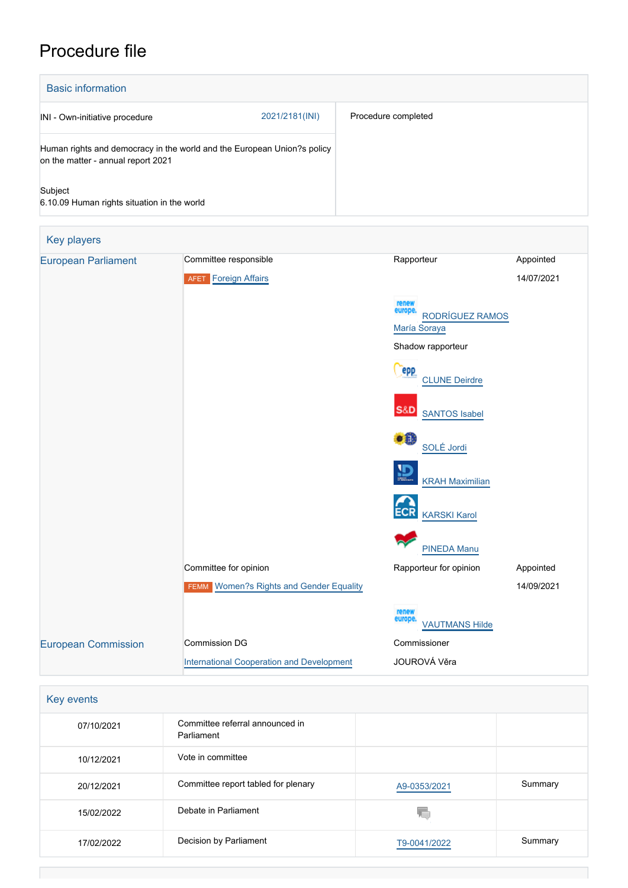# Procedure file

## Basic information

| | | |
|---|---|---|
| INI - Own-initiative procedure | 2021/2181(INI) | Procedure completed |
| Human rights and democracy in the world and the European Union?s policy on the matter - annual report 2021 | | |
| Subject<br>6.10.09 Human rights situation in the world | | |

## Key players

| | | | |
|---|---|---|---|
| European Parliament | Committee responsible | Rapporteur | Appointed |
| | AFET Foreign Affairs | | 14/07/2021 |
| | | RODRÍGUEZ RAMOS María Soraya | |
| | | Shadow rapporteur | |
| | | CLUNE Deirdre | |
| | | SANTOS Isabel | |
| | | SOLÉ Jordi | |
| | | KRAH Maximilian | |
| | | KARSKI Karol | |
| | | PINEDA Manu | |
| | Committee for opinion | Rapporteur for opinion | Appointed |
| | FEMM Women?s Rights and Gender Equality | | 14/09/2021 |
| | | VAUTMANS Hilde | |
| European Commission | Commission DG | Commissioner | |
| | International Cooperation and Development | JOUROVÁ Věra | |

## Key events

| | | | |
|---|---|---|---|
| 07/10/2021 | Committee referral announced in Parliament | | |
| 10/12/2021 | Vote in committee | | |
| 20/12/2021 | Committee report tabled for plenary | A9-0353/2021 | Summary |
| 15/02/2022 | Debate in Parliament | | |
| 17/02/2022 | Decision by Parliament | T9-0041/2022 | Summary |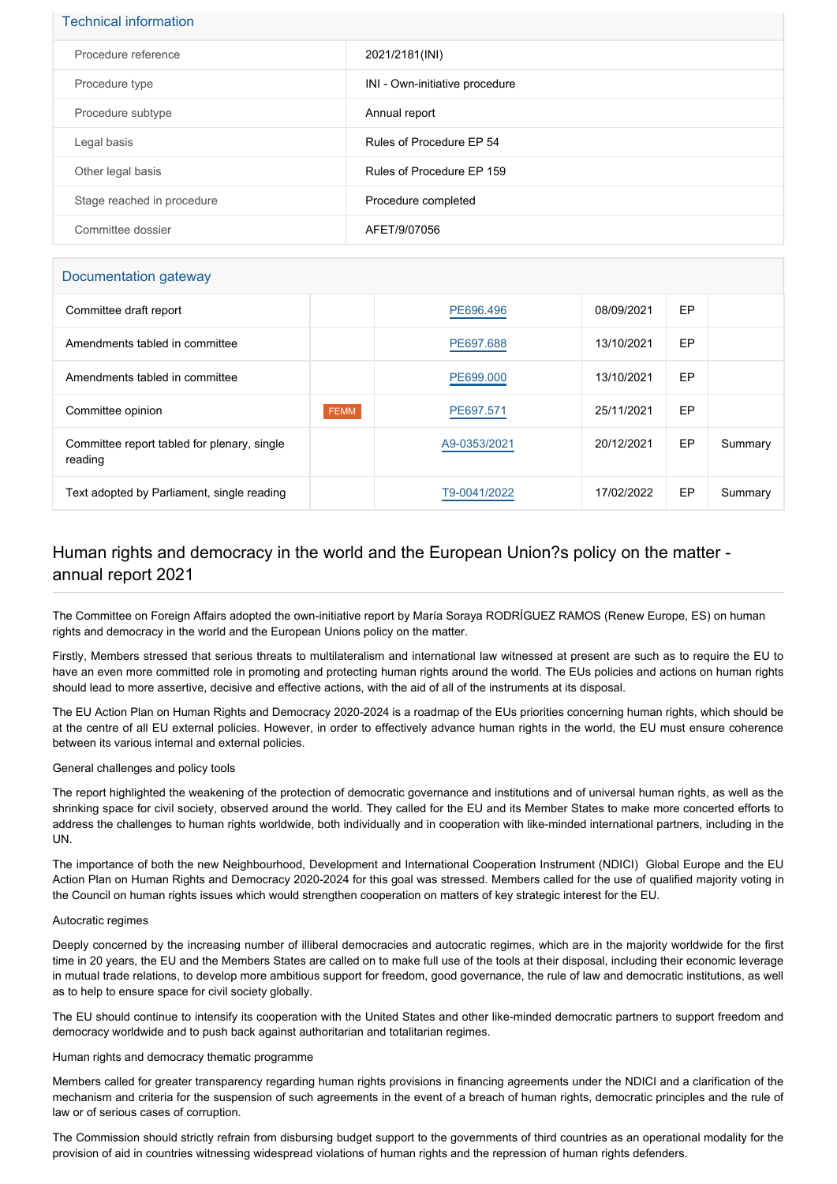## Technical information

| | |
|---|---|
| Procedure reference | 2021/2181(INI) |
| Procedure type | INI - Own-initiative procedure |
| Procedure subtype | Annual report |
| Legal basis | Rules of Procedure EP 54 |
| Other legal basis | Rules of Procedure EP 159 |
| Stage reached in procedure | Procedure completed |
| Committee dossier | AFET/9/07056 |

## Documentation gateway

| | | | | | |
|---|---|---|---|---|---|
| Committee draft report | | PE696.496 | 08/09/2021 | EP | |
| Amendments tabled in committee | | PE697.688 | 13/10/2021 | EP | |
| Amendments tabled in committee | | PE699.000 | 13/10/2021 | EP | |
| Committee opinion | FEMM | PE697.571 | 25/11/2021 | EP | |
| Committee report tabled for plenary, single reading | | A9-0353/2021 | 20/12/2021 | EP | Summary |
| Text adopted by Parliament, single reading | | T9-0041/2022 | 17/02/2022 | EP | Summary |

## Human rights and democracy in the world and the European Union?s policy on the matter - annual report 2021

The Committee on Foreign Affairs adopted the own-initiative report by María Soraya RODRÍGUEZ RAMOS (Renew Europe, ES) on human rights and democracy in the world and the European Unions policy on the matter.

Firstly, Members stressed that serious threats to multilateralism and international law witnessed at present are such as to require the EU to have an even more committed role in promoting and protecting human rights around the world. The EUs policies and actions on human rights should lead to more assertive, decisive and effective actions, with the aid of all of the instruments at its disposal.

The EU Action Plan on Human Rights and Democracy 2020-2024 is a roadmap of the EUs priorities concerning human rights, which should be at the centre of all EU external policies. However, in order to effectively advance human rights in the world, the EU must ensure coherence between its various internal and external policies.

General challenges and policy tools

The report highlighted the weakening of the protection of democratic governance and institutions and of universal human rights, as well as the shrinking space for civil society, observed around the world. They called for the EU and its Member States to make more concerted efforts to address the challenges to human rights worldwide, both individually and in cooperation with like-minded international partners, including in the UN.

The importance of both the new Neighbourhood, Development and International Cooperation Instrument (NDICI) Global Europe and the EU Action Plan on Human Rights and Democracy 2020-2024 for this goal was stressed. Members called for the use of qualified majority voting in the Council on human rights issues which would strengthen cooperation on matters of key strategic interest for the EU.

Autocratic regimes

Deeply concerned by the increasing number of illiberal democracies and autocratic regimes, which are in the majority worldwide for the first time in 20 years, the EU and the Members States are called on to make full use of the tools at their disposal, including their economic leverage in mutual trade relations, to develop more ambitious support for freedom, good governance, the rule of law and democratic institutions, as well as to help to ensure space for civil society globally.

The EU should continue to intensify its cooperation with the United States and other like-minded democratic partners to support freedom and democracy worldwide and to push back against authoritarian and totalitarian regimes.

Human rights and democracy thematic programme

Members called for greater transparency regarding human rights provisions in financing agreements under the NDICI and a clarification of the mechanism and criteria for the suspension of such agreements in the event of a breach of human rights, democratic principles and the rule of law or of serious cases of corruption.

The Commission should strictly refrain from disbursing budget support to the governments of third countries as an operational modality for the provision of aid in countries witnessing widespread violations of human rights and the repression of human rights defenders.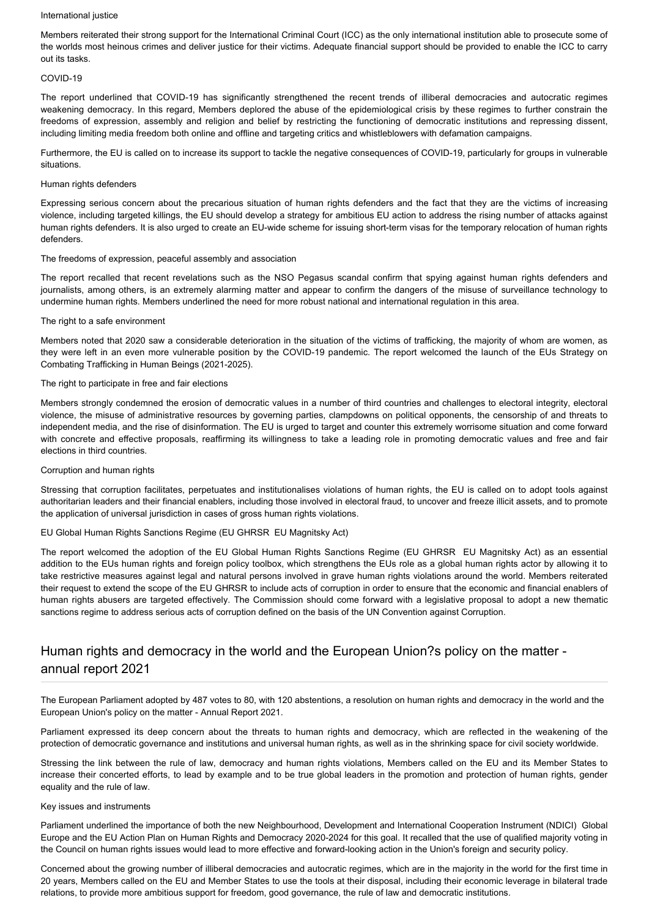International justice

Members reiterated their strong support for the International Criminal Court (ICC) as the only international institution able to prosecute some of the worlds most heinous crimes and deliver justice for their victims. Adequate financial support should be provided to enable the ICC to carry out its tasks.

COVID-19

The report underlined that COVID-19 has significantly strengthened the recent trends of illiberal democracies and autocratic regimes weakening democracy. In this regard, Members deplored the abuse of the epidemiological crisis by these regimes to further constrain the freedoms of expression, assembly and religion and belief by restricting the functioning of democratic institutions and repressing dissent, including limiting media freedom both online and offline and targeting critics and whistleblowers with defamation campaigns.

Furthermore, the EU is called on to increase its support to tackle the negative consequences of COVID-19, particularly for groups in vulnerable situations.

Human rights defenders

Expressing serious concern about the precarious situation of human rights defenders and the fact that they are the victims of increasing violence, including targeted killings, the EU should develop a strategy for ambitious EU action to address the rising number of attacks against human rights defenders. It is also urged to create an EU-wide scheme for issuing short-term visas for the temporary relocation of human rights defenders.

The freedoms of expression, peaceful assembly and association

The report recalled that recent revelations such as the NSO Pegasus scandal confirm that spying against human rights defenders and journalists, among others, is an extremely alarming matter and appear to confirm the dangers of the misuse of surveillance technology to undermine human rights. Members underlined the need for more robust national and international regulation in this area.

The right to a safe environment

Members noted that 2020 saw a considerable deterioration in the situation of the victims of trafficking, the majority of whom are women, as they were left in an even more vulnerable position by the COVID-19 pandemic. The report welcomed the launch of the EUs Strategy on Combating Trafficking in Human Beings (2021-2025).

The right to participate in free and fair elections

Members strongly condemned the erosion of democratic values in a number of third countries and challenges to electoral integrity, electoral violence, the misuse of administrative resources by governing parties, clampdowns on political opponents, the censorship of and threats to independent media, and the rise of disinformation. The EU is urged to target and counter this extremely worrisome situation and come forward with concrete and effective proposals, reaffirming its willingness to take a leading role in promoting democratic values and free and fair elections in third countries.

Corruption and human rights

Stressing that corruption facilitates, perpetuates and institutionalises violations of human rights, the EU is called on to adopt tools against authoritarian leaders and their financial enablers, including those involved in electoral fraud, to uncover and freeze illicit assets, and to promote the application of universal jurisdiction in cases of gross human rights violations.

EU Global Human Rights Sanctions Regime (EU GHRSR EU Magnitsky Act)

The report welcomed the adoption of the EU Global Human Rights Sanctions Regime (EU GHRSR EU Magnitsky Act) as an essential addition to the EUs human rights and foreign policy toolbox, which strengthens the EUs role as a global human rights actor by allowing it to take restrictive measures against legal and natural persons involved in grave human rights violations around the world. Members reiterated their request to extend the scope of the EU GHRSR to include acts of corruption in order to ensure that the economic and financial enablers of human rights abusers are targeted effectively. The Commission should come forward with a legislative proposal to adopt a new thematic sanctions regime to address serious acts of corruption defined on the basis of the UN Convention against Corruption.

## Human rights and democracy in the world and the European Union?s policy on the matter - annual report 2021

The European Parliament adopted by 487 votes to 80, with 120 abstentions, a resolution on human rights and democracy in the world and the European Union's policy on the matter - Annual Report 2021.

Parliament expressed its deep concern about the threats to human rights and democracy, which are reflected in the weakening of the protection of democratic governance and institutions and universal human rights, as well as in the shrinking space for civil society worldwide.

Stressing the link between the rule of law, democracy and human rights violations, Members called on the EU and its Member States to increase their concerted efforts, to lead by example and to be true global leaders in the promotion and protection of human rights, gender equality and the rule of law.

Key issues and instruments

Parliament underlined the importance of both the new Neighbourhood, Development and International Cooperation Instrument (NDICI) Global Europe and the EU Action Plan on Human Rights and Democracy 2020-2024 for this goal. It recalled that the use of qualified majority voting in the Council on human rights issues would lead to more effective and forward-looking action in the Union's foreign and security policy.

Concerned about the growing number of illiberal democracies and autocratic regimes, which are in the majority in the world for the first time in 20 years, Members called on the EU and Member States to use the tools at their disposal, including their economic leverage in bilateral trade relations, to provide more ambitious support for freedom, good governance, the rule of law and democratic institutions.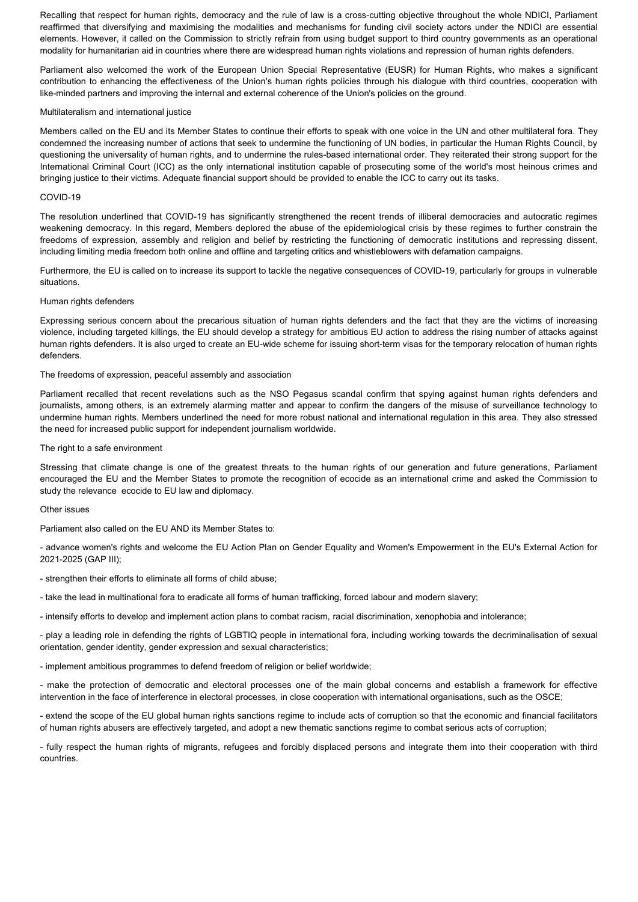Recalling that respect for human rights, democracy and the rule of law is a cross-cutting objective throughout the whole NDICI, Parliament reaffirmed that diversifying and maximising the modalities and mechanisms for funding civil society actors under the NDICI are essential elements. However, it called on the Commission to strictly refrain from using budget support to third country governments as an operational modality for humanitarian aid in countries where there are widespread human rights violations and repression of human rights defenders.

Parliament also welcomed the work of the European Union Special Representative (EUSR) for Human Rights, who makes a significant contribution to enhancing the effectiveness of the Union's human rights policies through his dialogue with third countries, cooperation with like-minded partners and improving the internal and external coherence of the Union's policies on the ground.

### Multilateralism and international justice

Members called on the EU and its Member States to continue their efforts to speak with one voice in the UN and other multilateral fora. They condemned the increasing number of actions that seek to undermine the functioning of UN bodies, in particular the Human Rights Council, by questioning the universality of human rights, and to undermine the rules-based international order. They reiterated their strong support for the International Criminal Court (ICC) as the only international institution capable of prosecuting some of the world's most heinous crimes and bringing justice to their victims. Adequate financial support should be provided to enable the ICC to carry out its tasks.

### COVID-19

The resolution underlined that COVID-19 has significantly strengthened the recent trends of illiberal democracies and autocratic regimes weakening democracy. In this regard, Members deplored the abuse of the epidemiological crisis by these regimes to further constrain the freedoms of expression, assembly and religion and belief by restricting the functioning of democratic institutions and repressing dissent, including limiting media freedom both online and offline and targeting critics and whistleblowers with defamation campaigns.

Furthermore, the EU is called on to increase its support to tackle the negative consequences of COVID-19, particularly for groups in vulnerable situations.

### Human rights defenders

Expressing serious concern about the precarious situation of human rights defenders and the fact that they are the victims of increasing violence, including targeted killings, the EU should develop a strategy for ambitious EU action to address the rising number of attacks against human rights defenders. It is also urged to create an EU-wide scheme for issuing short-term visas for the temporary relocation of human rights defenders.

### The freedoms of expression, peaceful assembly and association

Parliament recalled that recent revelations such as the NSO Pegasus scandal confirm that spying against human rights defenders and journalists, among others, is an extremely alarming matter and appear to confirm the dangers of the misuse of surveillance technology to undermine human rights. Members underlined the need for more robust national and international regulation in this area. They also stressed the need for increased public support for independent journalism worldwide.

### The right to a safe environment

Stressing that climate change is one of the greatest threats to the human rights of our generation and future generations, Parliament encouraged the EU and the Member States to promote the recognition of ecocide as an international crime and asked the Commission to study the relevance ecocide to EU law and diplomacy.

### Other issues

Parliament also called on the EU AND its Member States to:

- advance women's rights and welcome the EU Action Plan on Gender Equality and Women's Empowerment in the EU's External Action for 2021-2025 (GAP III);
- strengthen their efforts to eliminate all forms of child abuse;
- take the lead in multinational fora to eradicate all forms of human trafficking, forced labour and modern slavery;
- intensify efforts to develop and implement action plans to combat racism, racial discrimination, xenophobia and intolerance;
- play a leading role in defending the rights of LGBTIQ people in international fora, including working towards the decriminalisation of sexual orientation, gender identity, gender expression and sexual characteristics;
- implement ambitious programmes to defend freedom of religion or belief worldwide;
- make the protection of democratic and electoral processes one of the main global concerns and establish a framework for effective intervention in the face of interference in electoral processes, in close cooperation with international organisations, such as the OSCE;
- extend the scope of the EU global human rights sanctions regime to include acts of corruption so that the economic and financial facilitators of human rights abusers are effectively targeted, and adopt a new thematic sanctions regime to combat serious acts of corruption;
- fully respect the human rights of migrants, refugees and forcibly displaced persons and integrate them into their cooperation with third countries.